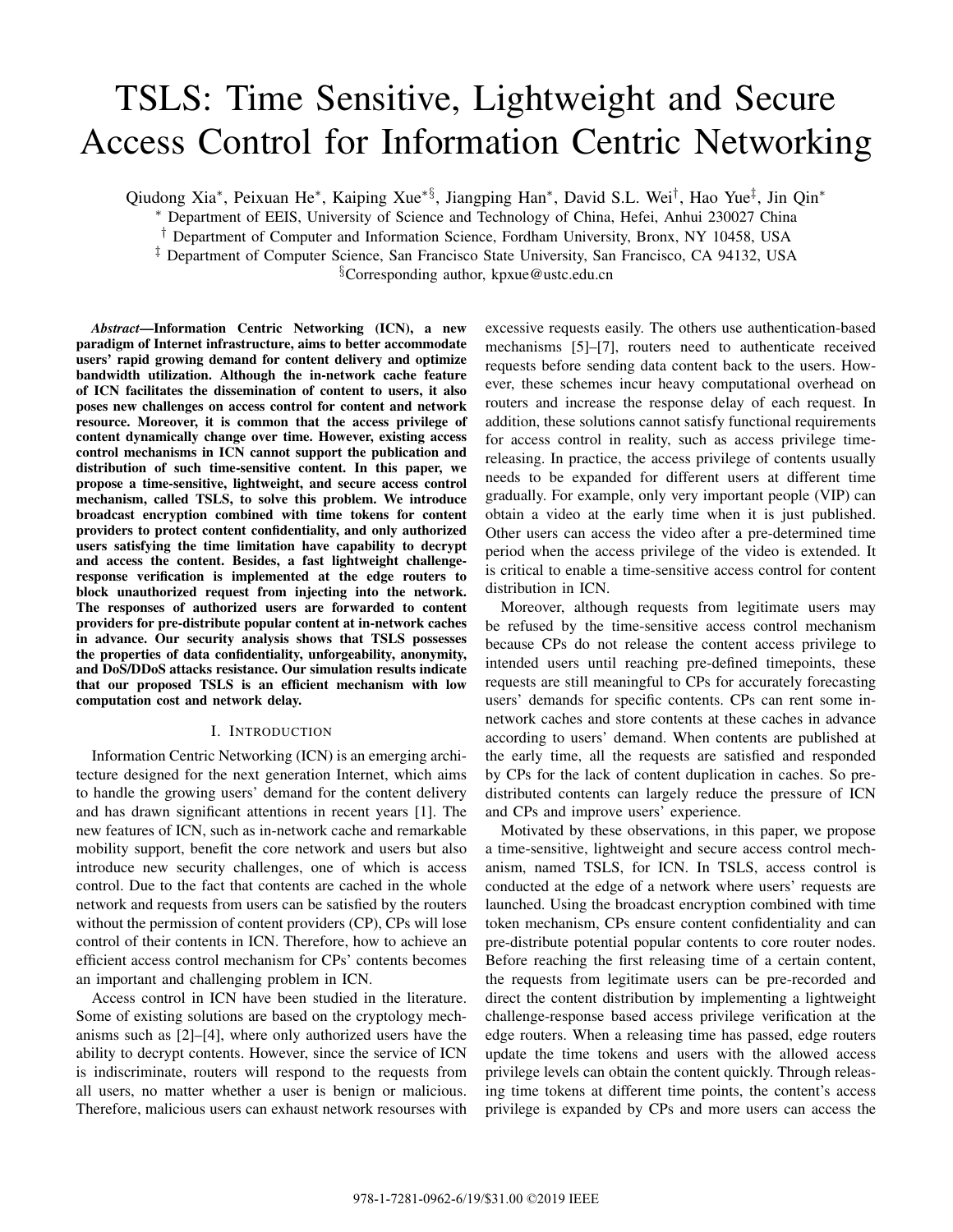# TSLS: Time Sensitive, Lightweight and Secure Access Control for Information Centric Networking

Qiudong Xia[*], Peixuan He[*], Kaiping Xue[*§], Jiangping Han[*], David S.L. Wei[†], Hao Yue[‡], Jin Qin[*]

[*] Department of EEIS, University of Science and Technology of China, Hefei, Anhui 230027 China

[†] Department of Computer and Information Science, Fordham University, Bronx, NY 10458, USA

[‡] Department of Computer Science, San Francisco State University, San Francisco, CA 94132, USA

[§]Corresponding author, kpxue@ustc.edu.cn

***Abstract*—Information Centric Networking (ICN), a new paradigm of Internet infrastructure, aims to better accommodate users' rapid growing demand for content delivery and optimize bandwidth utilization. Although the in-network cache feature of ICN facilitates the dissemination of content to users, it also poses new challenges on access control for content and network resource. Moreover, it is common that the access privilege of content dynamically change over time. However, existing access control mechanisms in ICN cannot support the publication and distribution of such time-sensitive content. In this paper, we propose a time-sensitive, lightweight, and secure access control mechanism, called TSLS, to solve this problem. We introduce broadcast encryption combined with time tokens for content providers to protect content confidentiality, and only authorized users satisfying the time limitation have capability to decrypt and access the content. Besides, a fast lightweight challenge-response verification is implemented at the edge routers to block unauthorized request from injecting into the network. The responses of authorized users are forwarded to content providers for pre-distribute popular content at in-network caches in advance. Our security analysis shows that TSLS possesses the properties of data confidentiality, unforgeability, anonymity, and DoS/DDoS attacks resistance. Our simulation results indicate that our proposed TSLS is an efficient mechanism with low computation cost and network delay.**

## I. Introduction

Information Centric Networking (ICN) is an emerging architecture designed for the next generation Internet, which aims to handle the growing users' demand for the content delivery and has drawn significant attentions in recent years [1]. The new features of ICN, such as in-network cache and remarkable mobility support, benefit the core network and users but also introduce new security challenges, one of which is access control. Due to the fact that contents are cached in the whole network and requests from users can be satisfied by the routers without the permission of content providers (CP), CPs will lose control of their contents in ICN. Therefore, how to achieve an efficient access control mechanism for CPs' contents becomes an important and challenging problem in ICN.

Access control in ICN have been studied in the literature. Some of existing solutions are based on the cryptology mechanisms such as [2]–[4], where only authorized users have the ability to decrypt contents. However, since the service of ICN is indiscriminate, routers will respond to the requests from all users, no matter whether a user is benign or malicious. Therefore, malicious users can exhaust network resourses with excessive requests easily. The others use authentication-based mechanisms [5]–[7], routers need to authenticate received requests before sending data content back to the users. However, these schemes incur heavy computational overhead on routers and increase the response delay of each request. In addition, these solutions cannot satisfy functional requirements for access control in reality, such as access privilege time-releasing. In practice, the access privilege of contents usually needs to be expanded for different users at different time gradually. For example, only very important people (VIP) can obtain a video at the early time when it is just published. Other users can access the video after a pre-determined time period when the access privilege of the video is extended. It is critical to enable a time-sensitive access control for content distribution in ICN.

Moreover, although requests from legitimate users may be refused by the time-sensitive access control mechanism because CPs do not release the content access privilege to intended users until reaching pre-defined timepoints, these requests are still meaningful to CPs for accurately forecasting users' demands for specific contents. CPs can rent some in-network caches and store contents at these caches in advance according to users' demand. When contents are published at the early time, all the requests are satisfied and responded by CPs for the lack of content duplication in caches. So pre-distributed contents can largely reduce the pressure of ICN and CPs and improve users' experience.

Motivated by these observations, in this paper, we propose a time-sensitive, lightweight and secure access control mechanism, named TSLS, for ICN. In TSLS, access control is conducted at the edge of a network where users' requests are launched. Using the broadcast encryption combined with time token mechanism, CPs ensure content confidentiality and can pre-distribute potential popular contents to core router nodes. Before reaching the first releasing time of a certain content, the requests from legitimate users can be pre-recorded and direct the content distribution by implementing a lightweight challenge-response based access privilege verification at the edge routers. When a releasing time has passed, edge routers update the time tokens and users with the allowed access privilege levels can obtain the content quickly. Through releasing time tokens at different time points, the content's access privilege is expanded by CPs and more users can access the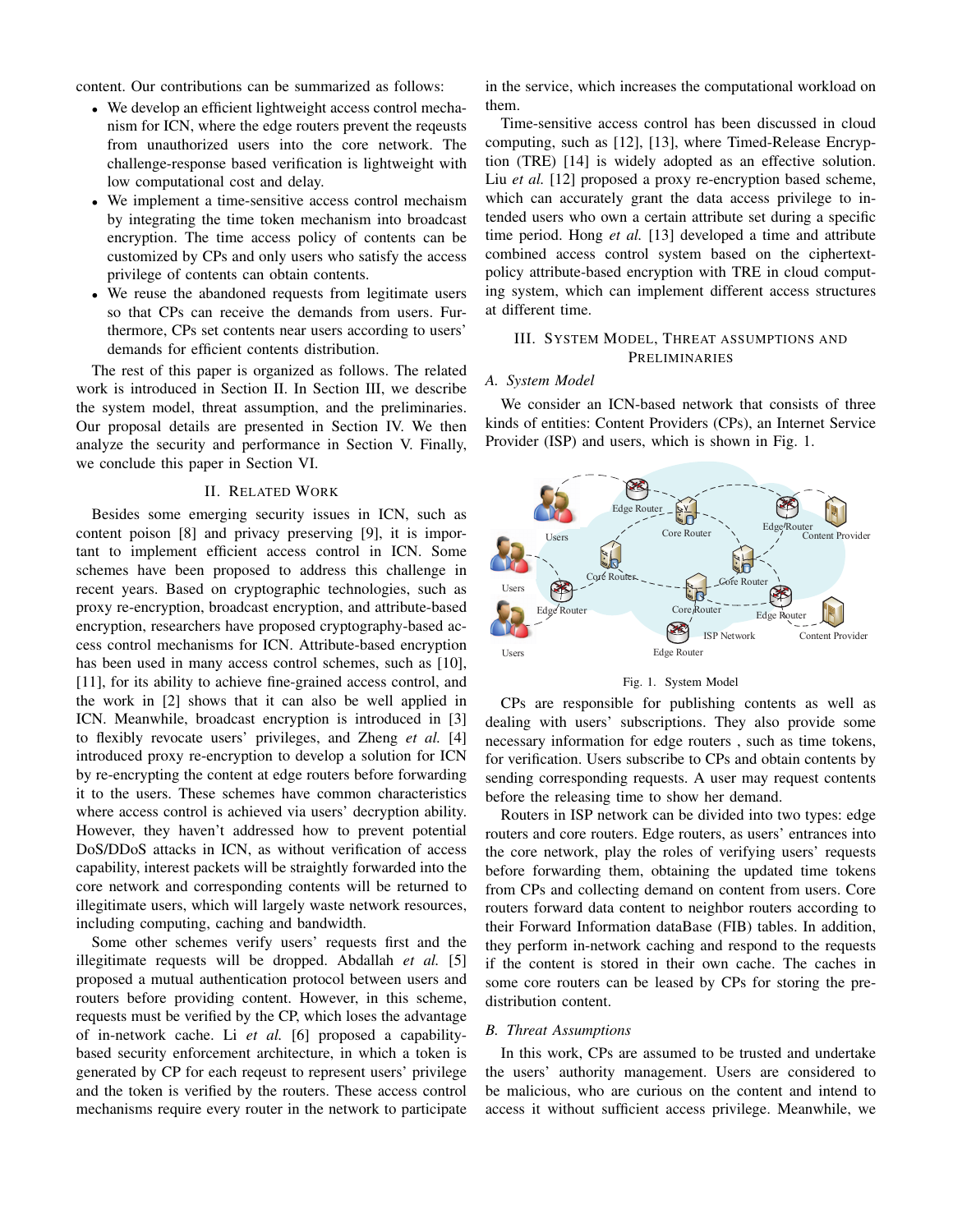content. Our contributions can be summarized as follows:

- We develop an efficient lightweight access control mechanism for ICN, where the edge routers prevent the reqeusts from unauthorized users into the core network. The challenge-response based verification is lightweight with low computational cost and delay.
- We implement a time-sensitive access control mechaism by integrating the time token mechanism into broadcast encryption. The time access policy of contents can be customized by CPs and only users who satisfy the access privilege of contents can obtain contents.
- We reuse the abandoned requests from legitimate users so that CPs can receive the demands from users. Furthermore, CPs set contents near users according to users' demands for efficient contents distribution.

The rest of this paper is organized as follows. The related work is introduced in Section II. In Section III, we describe the system model, threat assumption, and the preliminaries. Our proposal details are presented in Section IV. We then analyze the security and performance in Section V. Finally, we conclude this paper in Section VI.

## II. Related Work

Besides some emerging security issues in ICN, such as content poison [8] and privacy preserving [9], it is important to implement efficient access control in ICN. Some schemes have been proposed to address this challenge in recent years. Based on cryptographic technologies, such as proxy re-encryption, broadcast encryption, and attribute-based encryption, researchers have proposed cryptography-based access control mechanisms for ICN. Attribute-based encryption has been used in many access control schemes, such as [10], [11], for its ability to achieve fine-grained access control, and the work in [2] shows that it can also be well applied in ICN. Meanwhile, broadcast encryption is introduced in [3] to flexibly revocate users' privileges, and Zheng *et al.* [4] introduced proxy re-encryption to develop a solution for ICN by re-encrypting the content at edge routers before forwarding it to the users. These schemes have common characteristics where access control is achieved via users' decryption ability. However, they haven't addressed how to prevent potential DoS/DDoS attacks in ICN, as without verification of access capability, interest packets will be straightly forwarded into the core network and corresponding contents will be returned to illegitimate users, which will largely waste network resources, including computing, caching and bandwidth.

Some other schemes verify users' requests first and the illegitimate requests will be dropped. Abdallah *et al.* [5] proposed a mutual authentication protocol between users and routers before providing content. However, in this scheme, requests must be verified by the CP, which loses the advantage of in-network cache. Li *et al.* [6] proposed a capability-based security enforcement architecture, in which a token is generated by CP for each reqeust to represent users' privilege and the token is verified by the routers. These access control mechanisms require every router in the network to participate in the service, which increases the computational workload on them.

Time-sensitive access control has been discussed in cloud computing, such as [12], [13], where Timed-Release Encryption (TRE) [14] is widely adopted as an effective solution. Liu *et al.* [12] proposed a proxy re-encryption based scheme, which can accurately grant the data access privilege to intended users who own a certain attribute set during a specific time period. Hong *et al.* [13] developed a time and attribute combined access control system based on the ciphertext-policy attribute-based encryption with TRE in cloud computing system, which can implement different access structures at different time.

## III. System Model, Threat Assumptions and Preliminaries

### A. System Model

We consider an ICN-based network that consists of three kinds of entities: Content Providers (CPs), an Internet Service Provider (ISP) and users, which is shown in Fig. 1.

Fig. 1. System Model

CPs are responsible for publishing contents as well as dealing with users' subscriptions. They also provide some necessary information for edge routers , such as time tokens, for verification. Users subscribe to CPs and obtain contents by sending corresponding requests. A user may request contents before the releasing time to show her demand.

Routers in ISP network can be divided into two types: edge routers and core routers. Edge routers, as users' entrances into the core network, play the roles of verifying users' requests before forwarding them, obtaining the updated time tokens from CPs and collecting demand on content from users. Core routers forward data content to neighbor routers according to their Forward Information dataBase (FIB) tables. In addition, they perform in-network caching and respond to the requests if the content is stored in their own cache. The caches in some core routers can be leased by CPs for storing the pre-distribution content.

### B. Threat Assumptions

In this work, CPs are assumed to be trusted and undertake the users' authority management. Users are considered to be malicious, who are curious on the content and intend to access it without sufficient access privilege. Meanwhile, we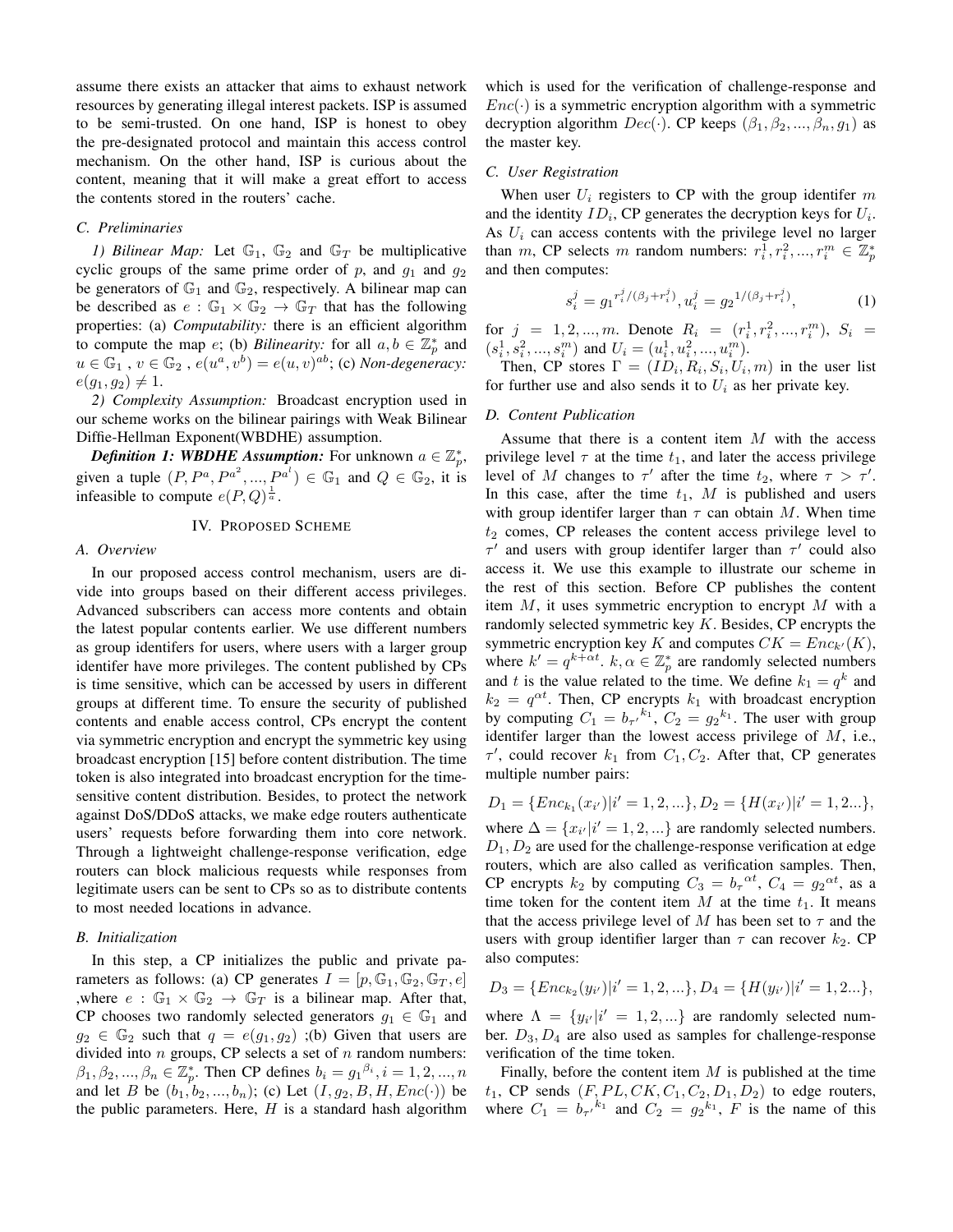assume there exists an attacker that aims to exhaust network resources by generating illegal interest packets. ISP is assumed to be semi-trusted. On one hand, ISP is honest to obey the pre-designated protocol and maintain this access control mechanism. On the other hand, ISP is curious about the content, meaning that it will make a great effort to access the contents stored in the routers' cache.

### C. Preliminaries

*1) Bilinear Map:* Let $\mathbb{G}_1$, $\mathbb{G}_2$ and $\mathbb{G}_T$ be multiplicative cyclic groups of the same prime order of $p$, and $g_1$ and $g_2$ be generators of $\mathbb{G}_1$ and $\mathbb{G}_2$, respectively. A bilinear map can be described as $e : \mathbb{G}_1 \times \mathbb{G}_2 \rightarrow \mathbb{G}_T$ that has the following properties: (a) *Computability:* there is an efficient algorithm to compute the map $e$; (b) *Bilinearity:* for all $a, b \in \mathbb{Z}_p^*$ and $u \in \mathbb{G}_1$ , $v \in \mathbb{G}_2$ , $e(u^a, v^b) = e(u, v)^{ab}$; (c) *Non-degeneracy:* $e(g_1, g_2) \neq 1$.

*2) Complexity Assumption:* Broadcast encryption used in our scheme works on the bilinear pairings with Weak Bilinear Diffie-Hellman Exponent(WBDHE) assumption.

***Definition 1: WBDHE Assumption:*** For unknown $a \in \mathbb{Z}_p^*$, given a tuple $(P, P^a, P^{a^2}, ..., P^{a^l}) \in \mathbb{G}_1$ and $Q \in \mathbb{G}_2$, it is infeasible to compute $e(P, Q)^{\frac{1}{a}}$.

## IV. Proposed Scheme

### A. Overview

In our proposed access control mechanism, users are divide into groups based on their different access privileges. Advanced subscribers can access more contents and obtain the latest popular contents earlier. We use different numbers as group identifers for users, where users with a larger group identifer have more privileges. The content published by CPs is time sensitive, which can be accessed by users in different groups at different time. To ensure the security of published contents and enable access control, CPs encrypt the content via symmetric encryption and encrypt the symmetric key using broadcast encryption [15] before content distribution. The time token is also integrated into broadcast encryption for the time-sensitive content distribution. Besides, to protect the network against DoS/DDoS attacks, we make edge routers authenticate users' requests before forwarding them into core network. Through a lightweight challenge-response verification, edge routers can block malicious requests while responses from legitimate users can be sent to CPs so as to distribute contents to most needed locations in advance.

### B. Initialization

In this step, a CP initializes the public and private parameters as follows: (a) CP generates $I = [p, \mathbb{G}_1, \mathbb{G}_2, \mathbb{G}_T, e]$ ,where $e : \mathbb{G}_1 \times \mathbb{G}_2 \rightarrow \mathbb{G}_T$ is a bilinear map. After that, CP chooses two randomly selected generators $g_1 \in \mathbb{G}_1$ and $g_2 \in \mathbb{G}_2$ such that $q = e(g_1, g_2)$ ;(b) Given that users are divided into $n$ groups, CP selects a set of $n$ random numbers: $\beta_1, \beta_2, ..., \beta_n \in \mathbb{Z}_p^*$. Then CP defines $b_i = g_1^{\beta_i}, i = 1, 2, ..., n$ and let $B$ be $(b_1, b_2, ..., b_n)$; (c) Let $(I, g_2, B, H, Enc(\cdot))$ be the public parameters. Here, $H$ is a standard hash algorithm which is used for the verification of challenge-response and $Enc(\cdot)$ is a symmetric encryption algorithm with a symmetric decryption algorithm $Dec(\cdot)$. CP keeps $(\beta_1, \beta_2, ..., \beta_n, g_1)$ as the master key.

### C. User Registration

When user $U_i$ registers to CP with the group identifer $m$ and the identity $ID_i$, CP generates the decryption keys for $U_i$. As $U_i$ can access contents with the privilege level no larger than $m$, CP selects $m$ random numbers: $r_i^1, r_i^2, ..., r_i^m \in \mathbb{Z}_p^*$ and then computes:

$$s_i^j = g_1^{r_i^j/(\beta_j + r_i^j)}, u_i^j = g_2^{1/(\beta_j + r_i^j)}, \tag{1}$$

for $j = 1, 2, ..., m$. Denote $R_i = (r_i^1, r_i^2, ..., r_i^m)$, $S_i = (s_i^1, s_i^2, ..., s_i^m)$ and $U_i = (u_i^1, u_i^2, ..., u_i^m)$.

Then, CP stores $\Gamma = (ID_i, R_i, S_i, U_i, m)$ in the user list for further use and also sends it to $U_i$ as her private key.

### D. Content Publication

Assume that there is a content item $M$ with the access privilege level $\tau$ at the time $t_1$, and later the access privilege level of $M$ changes to $\tau'$ after the time $t_2$, where $\tau > \tau'$. In this case, after the time $t_1$, $M$ is published and users with group identifer larger than $\tau$ can obtain $M$. When time $t_2$ comes, CP releases the content access privilege level to $\tau'$ and users with group identifer larger than $\tau'$ could also access it. We use this example to illustrate our scheme in the rest of this section. Before CP publishes the content item $M$, it uses symmetric encryption to encrypt $M$ with a randomly selected symmetric key $K$. Besides, CP encrypts the symmetric encryption key $K$ and computes $CK = Enc_{k'}(K)$, where $k' = q^{k+\alpha t}$. $k, \alpha \in \mathbb{Z}_p^*$ are randomly selected numbers and $t$ is the value related to the time. We define $k_1 = q^k$ and $k_2 = q^{\alpha t}$. Then, CP encrypts $k_1$ with broadcast encryption by computing $C_1 = b_{\tau'}^{k_1}$, $C_2 = g_2^{k_1}$. The user with group identifer larger than the lowest access privilege of $M$, i.e., $\tau'$, could recover $k_1$ from $C_1, C_2$. After that, CP generates multiple number pairs:

$$D_1 = \{Enc_{k_1}(x_{i'}) | i' = 1, 2, ...\}, D_2 = \{H(x_{i'}) | i' = 1, 2...\},$$

where $\Delta = \{x_{i'} | i' = 1, 2, ...\}$ are randomly selected numbers. $D_1, D_2$ are used for the challenge-response verification at edge routers, which are also called as verification samples. Then, CP encrypts $k_2$ by computing $C_3 = b_\tau^{\alpha t}$, $C_4 = g_2^{\alpha t}$, as a time token for the content item $M$ at the time $t_1$. It means that the access privilege level of $M$ has been set to $\tau$ and the users with group identifier larger than $\tau$ can recover $k_2$. CP also computes:

$$D_3 = \{Enc_{k_2}(y_{i'}) | i' = 1, 2, ...\}, D_4 = \{H(y_{i'}) | i' = 1, 2...\},$$

where $\Lambda = \{y_{i'} | i' = 1, 2, ...\}$ are randomly selected number. $D_3, D_4$ are also used as samples for challenge-response verification of the time token.

Finally, before the content item $M$ is published at the time $t_1$, CP sends $(F, PL, CK, C_1, C_2, D_1, D_2)$ to edge routers, where $C_1 = b_{\tau'}^{k_1}$ and $C_2 = g_2^{k_1}$, $F$ is the name of this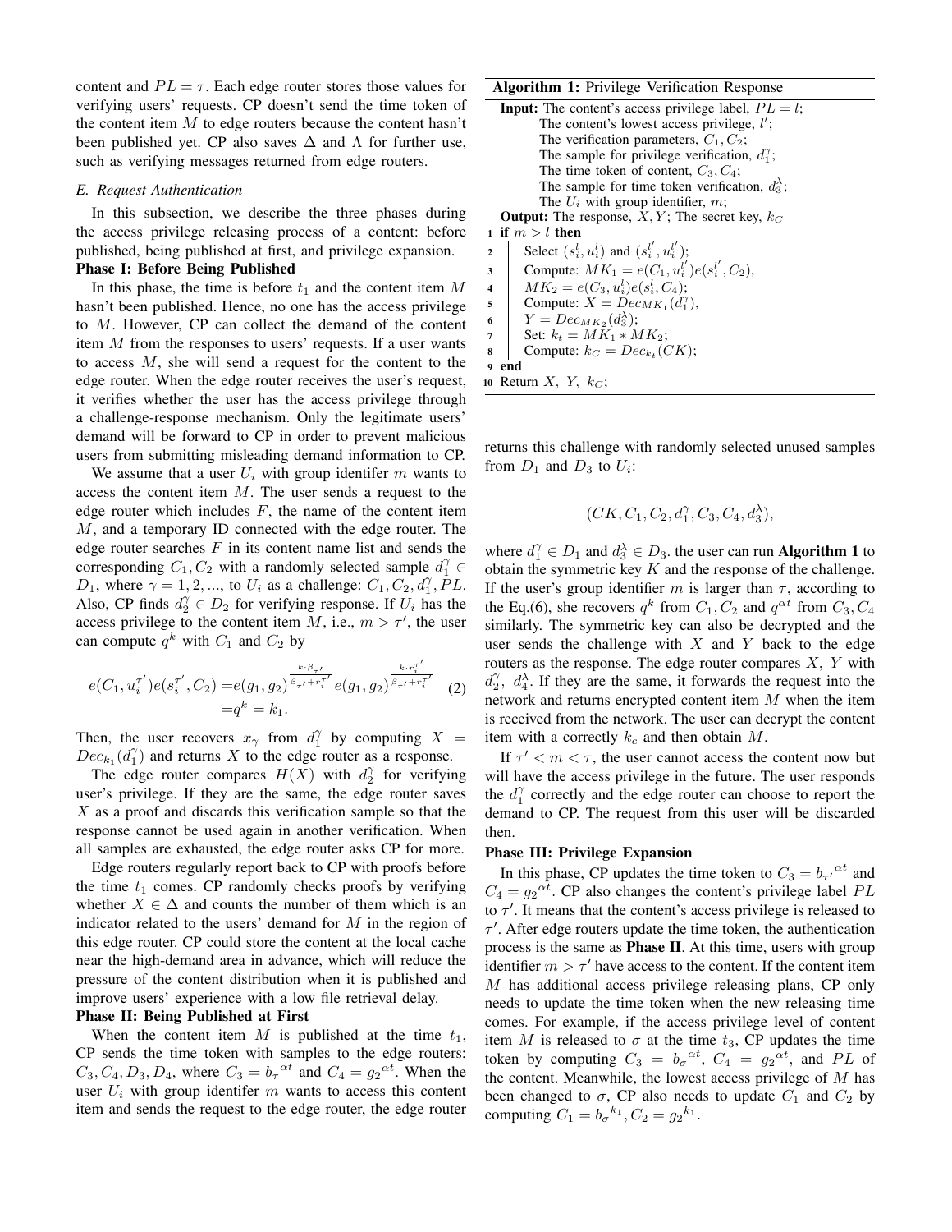content and $PL = \tau$. Each edge router stores those values for verifying users' requests. CP doesn't send the time token of the content item $M$ to edge routers because the content hasn't been published yet. CP also saves $\Delta$ and $\Lambda$ for further use, such as verifying messages returned from edge routers.

### *E. Request Authentication*

In this subsection, we describe the three phases during the access privilege releasing process of a content: before published, being published at first, and privilege expansion.

**Phase I: Before Being Published**

In this phase, the time is before $t_1$ and the content item $M$ hasn't been published. Hence, no one has the access privilege to $M$. However, CP can collect the demand of the content item $M$ from the responses to users' requests. If a user wants to access $M$, she will send a request for the content to the edge router. When the edge router receives the user's request, it verifies whether the user has the access privilege through a challenge-response mechanism. Only the legitimate users' demand will be forward to CP in order to prevent malicious users from submitting misleading demand information to CP.

We assume that a user $U_i$ with group identifer $m$ wants to access the content item $M$. The user sends a request to the edge router which includes $F$, the name of the content item $M$, and a temporary ID connected with the edge router. The edge router searches $F$ in its content name list and sends the corresponding $C_1, C_2$ with a randomly selected sample $d_1^\gamma \in D_1$, where $\gamma = 1, 2, ...,$ to $U_i$ as a challenge: $C_1, C_2, d_1^\gamma, PL$. Also, CP finds $d_2^\gamma \in D_2$ for verifying response. If $U_i$ has the access privilege to the content item $M$, i.e., $m > \tau'$, the user can compute $q^k$ with $C_1$ and $C_2$ by

$$
\begin{aligned}
e(C_1, u_i^{\tau'})e(s_i^{\tau'}, C_2) &= e(g_1, g_2)^{\frac{k \cdot \beta_{\tau'}}{\beta_{\tau'} + r_i^{\tau'}}} e(g_1, g_2)^{\frac{k \cdot r_i^{\tau'}}{\beta_{\tau'} + r_i^{\tau'}}} \\
&= q^k = k_1.
\end{aligned} \tag{2}
$$

Then, the user recovers $x_\gamma$ from $d_1^\gamma$ by computing $X = Dec_{k_1}(d_1^\gamma)$ and returns $X$ to the edge router as a response.

The edge router compares $H(X)$ with $d_2^\gamma$ for verifying user's privilege. If they are the same, the edge router saves $X$ as a proof and discards this verification sample so that the response cannot be used again in another verification. When all samples are exhausted, the edge router asks CP for more.

Edge routers regularly report back to CP with proofs before the time $t_1$ comes. CP randomly checks proofs by verifying whether $X \in \Delta$ and counts the number of them which is an indicator related to the users' demand for $M$ in the region of this edge router. CP could store the content at the local cache near the high-demand area in advance, which will reduce the pressure of the content distribution when it is published and improve users' experience with a low file retrieval delay.

**Phase II: Being Published at First**

When the content item $M$ is published at the time $t_1$, CP sends the time token with samples to the edge routers: $C_3, C_4, D_3, D_4$, where $C_3 = {b_\tau}^{\alpha t}$ and $C_4 = {g_2}^{\alpha t}$. When the user $U_i$ with group identifer $m$ wants to access this content item and sends the request to the edge router, the edge router returns this challenge with randomly selected unused samples from $D_1$ and $D_3$ to $U_i$:

$$
(CK, C_1, C_2, d_1^\gamma, C_3, C_4, d_3^\lambda),
$$

where $d_1^\gamma \in D_1$ and $d_3^\lambda \in D_3$. the user can run **Algorithm 1** to obtain the symmetric key $K$ and the response of the challenge. If the user's group identifier $m$ is larger than $\tau$, according to the Eq.(6), she recovers $q^k$ from $C_1, C_2$ and $q^{\alpha t}$ from $C_3, C_4$ similarly. The symmetric key can also be decrypted and the user sends the challenge with $X$ and $Y$ back to the edge routers as the response. The edge router compares $X$, $Y$ with $d_2^\gamma$, $d_4^\lambda$. If they are the same, it forwards the request into the network and returns encrypted content item $M$ when the item is received from the network. The user can decrypt the content item with a correctly $k_c$ and then obtain $M$.

If $\tau' < m < \tau$, the user cannot access the content now but will have the access privilege in the future. The user responds the $d_1^\gamma$ correctly and the edge router can choose to report the demand to CP. The request from this user will be discarded then.

**Phase III: Privilege Expansion**

In this phase, CP updates the time token to $C_3 = {b_{\tau'}}^{\alpha t}$ and $C_4 = {g_2}^{\alpha t}$. CP also changes the content's privilege label $PL$ to $\tau'$. It means that the content's access privilege is released to $\tau'$. After edge routers update the time token, the authentication process is the same as **Phase II**. At this time, users with group identifier $m > \tau'$ have access to the content. If the content item $M$ has additional access privilege releasing plans, CP only needs to update the time token when the new releasing time comes. For example, if the access privilege level of content item $M$ is released to $\sigma$ at the time $t_3$, CP updates the time token by computing $C_3 = {b_\sigma}^{\alpha t}$, $C_4 = {g_2}^{\alpha t}$, and $PL$ of the content. Meanwhile, the lowest access privilege of $M$ has been changed to $\sigma$, CP also needs to update $C_1$ and $C_2$ by computing $C_1 = {b_\sigma}^{k_1}, C_2 = {g_2}^{k_1}$.

---

**Algorithm 1:** Privilege Verification Response

**Input:** The content's access privilege label, $PL = l$;
The content's lowest access privilege, $l'$;
The verification parameters, $C_1, C_2$;
The sample for privilege verification, $d_1^\gamma$;
The time token of content, $C_3, C_4$;
The sample for time token verification, $d_3^\lambda$;
The $U_i$ with group identifier, $m$;

**Output:** The response, $X, Y$; The secret key, $k_C$

```
1  if m > l then
2      Select (s_i^l, u_i^l) and (s_i^{l'}, u_i^{l'});
3      Compute: MK_1 = e(C_1, u_i^{l'}) e(s_i^{l'}, C_2),
4          MK_2 = e(C_3, u_i^l) e(s_i^l, C_4);
5      Compute: X = Dec_{MK_1}(d_1^γ),
6          Y = Dec_{MK_2}(d_3^λ);
7      Set: k_t = MK_1 * MK_2;
8      Compute: k_C = Dec_{k_t}(CK);
9  end
10 Return X, Y, k_C;
```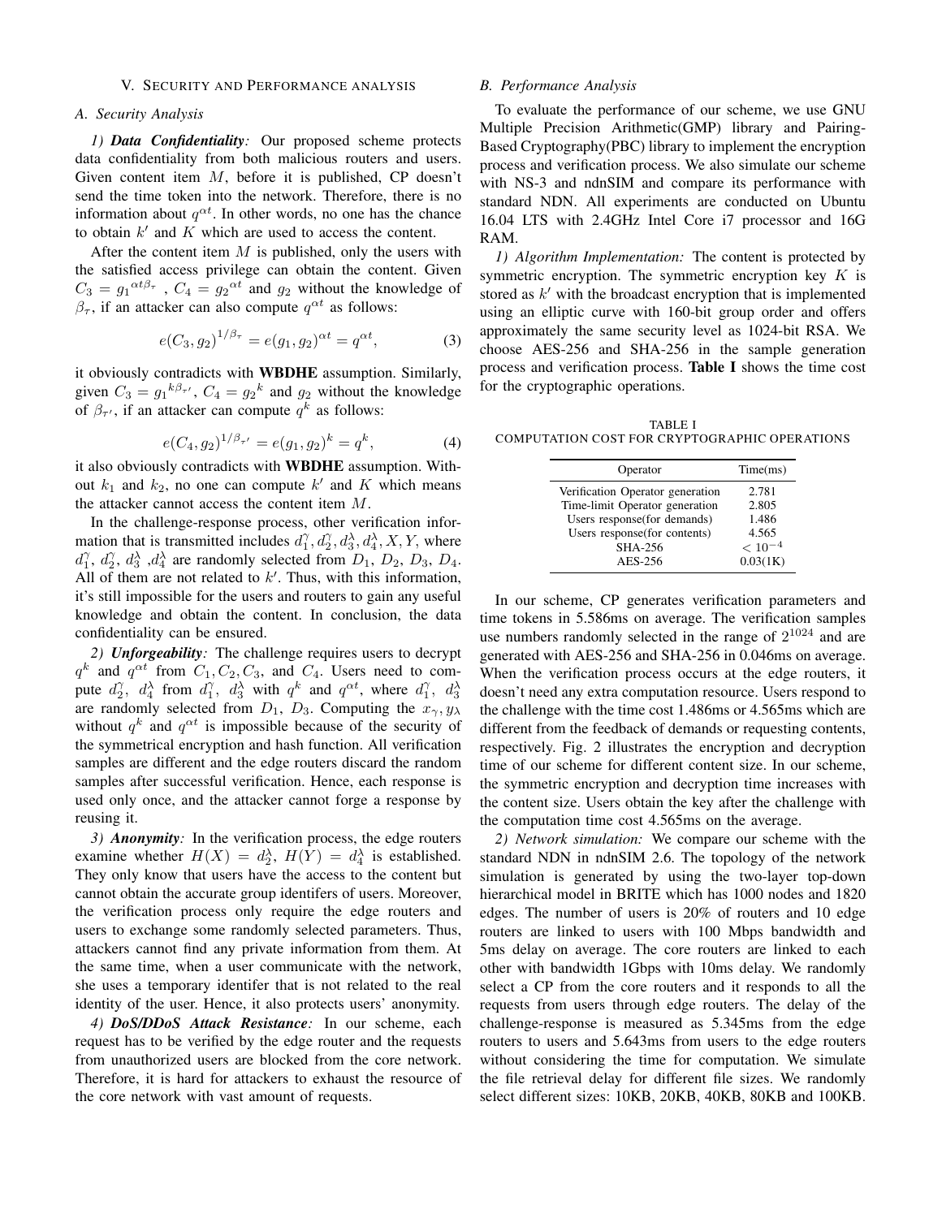## V. Security and Performance analysis

### A. Security Analysis

*1) **Data Confidentiality**:* Our proposed scheme protects data confidentiality from both malicious routers and users. Given content item $M$, before it is published, CP doesn't send the time token into the network. Therefore, there is no information about $q^{\alpha t}$. In other words, no one has the chance to obtain $k'$ and $K$ which are used to access the content.

After the content item $M$ is published, only the users with the satisfied access privilege can obtain the content. Given $C_3 = {g_1}^{\alpha t \beta_\tau}$ , $C_4 = {g_2}^{\alpha t}$ and $g_2$ without the knowledge of $\beta_\tau$, if an attacker can also compute $q^{\alpha t}$ as follows:

$$e(C_3, g_2)^{1/\beta_\tau} = e(g_1, g_2)^{\alpha t} = q^{\alpha t}, \tag{3}$$

it obviously contradicts with **WBDHE** assumption. Similarly, given $C_3 = {g_1}^{k\beta_{\tau'}}$, $C_4 = {g_2}^{k}$ and $g_2$ without the knowledge of $\beta_{\tau'}$, if an attacker can compute $q^k$ as follows:

$$e(C_4, g_2)^{1/\beta_{\tau'}} = e(g_1, g_2)^{k} = q^{k}, \tag{4}$$

it also obviously contradicts with **WBDHE** assumption. Without $k_1$ and $k_2$, no one can compute $k'$ and $K$ which means the attacker cannot access the content item $M$.

In the challenge-response process, other verification information that is transmitted includes $d_1^\gamma, d_2^\gamma, d_3^\lambda, d_4^\lambda, X, Y$, where $d_1^\gamma$, $d_2^\gamma$, $d_3^\lambda$ ,$d_4^\lambda$ are randomly selected from $D_1$, $D_2$, $D_3$, $D_4$. All of them are not related to $k'$. Thus, with this information, it's still impossible for the users and routers to gain any useful knowledge and obtain the content. In conclusion, the data confidentiality can be ensured.

*2) **Unforgeability**:* The challenge requires users to decrypt $q^k$ and $q^{\alpha t}$ from $C_1, C_2, C_3$, and $C_4$. Users need to compute $d_2^\gamma$, $d_4^\lambda$ from $d_1^\gamma$, $d_3^\lambda$ with $q^k$ and $q^{\alpha t}$, where $d_1^\gamma$, $d_3^\lambda$ are randomly selected from $D_1$, $D_3$. Computing the $x_\gamma, y_\lambda$ without $q^k$ and $q^{\alpha t}$ is impossible because of the security of the symmetrical encryption and hash function. All verification samples are different and the edge routers discard the random samples after successful verification. Hence, each response is used only once, and the attacker cannot forge a response by reusing it.

*3) **Anonymity**:* In the verification process, the edge routers examine whether $H(X) = d_2^\lambda$, $H(Y) = d_4^\lambda$ is established. They only know that users have the access to the content but cannot obtain the accurate group identifers of users. Moreover, the verification process only require the edge routers and users to exchange some randomly selected parameters. Thus, attackers cannot find any private information from them. At the same time, when a user communicate with the network, she uses a temporary identifer that is not related to the real identity of the user. Hence, it also protects users' anonymity.

*4) **DoS/DDoS Attack Resistance**:* In our scheme, each request has to be verified by the edge router and the requests from unauthorized users are blocked from the core network. Therefore, it is hard for attackers to exhaust the resource of the core network with vast amount of requests.

### B. Performance Analysis

To evaluate the performance of our scheme, we use GNU Multiple Precision Arithmetic(GMP) library and Pairing-Based Cryptography(PBC) library to implement the encryption process and verification process. We also simulate our scheme with NS-3 and ndnSIM and compare its performance with standard NDN. All experiments are conducted on Ubuntu 16.04 LTS with 2.4GHz Intel Core i7 processor and 16G RAM.

*1) Algorithm Implementation:* The content is protected by symmetric encryption. The symmetric encryption key $K$ is stored as $k'$ with the broadcast encryption that is implemented using an elliptic curve with 160-bit group order and offers approximately the same security level as 1024-bit RSA. We choose AES-256 and SHA-256 in the sample generation process and verification process. **Table I** shows the time cost for the cryptographic operations.

TABLE I
COMPUTATION COST FOR CRYPTOGRAPHIC OPERATIONS

| Operator | Time(ms) |
|---|---|
| Verification Operator generation | 2.781 |
| Time-limit Operator generation | 2.805 |
| Users response(for demands) | 1.486 |
| Users response(for contents) | 4.565 |
| SHA-256 | $< 10^{-4}$ |
| AES-256 | 0.03(1K) |

In our scheme, CP generates verification parameters and time tokens in 5.586ms on average. The verification samples use numbers randomly selected in the range of $2^{1024}$ and are generated with AES-256 and SHA-256 in 0.046ms on average. When the verification process occurs at the edge routers, it doesn't need any extra computation resource. Users respond to the challenge with the time cost 1.486ms or 4.565ms which are different from the feedback of demands or requesting contents, respectively. Fig. 2 illustrates the encryption and decryption time of our scheme for different content size. In our scheme, the symmetric encryption and decryption time increases with the content size. Users obtain the key after the challenge with the computation time cost 4.565ms on the average.

*2) Network simulation:* We compare our scheme with the standard NDN in ndnSIM 2.6. The topology of the network simulation is generated by using the two-layer top-down hierarchical model in BRITE which has 1000 nodes and 1820 edges. The number of users is 20% of routers and 10 edge routers are linked to users with 100 Mbps bandwidth and 5ms delay on average. The core routers are linked to each other with bandwidth 1Gbps with 10ms delay. We randomly select a CP from the core routers and it responds to all the requests from users through edge routers. The delay of the challenge-response is measured as 5.345ms from the edge routers to users and 5.643ms from users to the edge routers without considering the time for computation. We simulate the file retrieval delay for different file sizes. We randomly select different sizes: 10KB, 20KB, 40KB, 80KB and 100KB.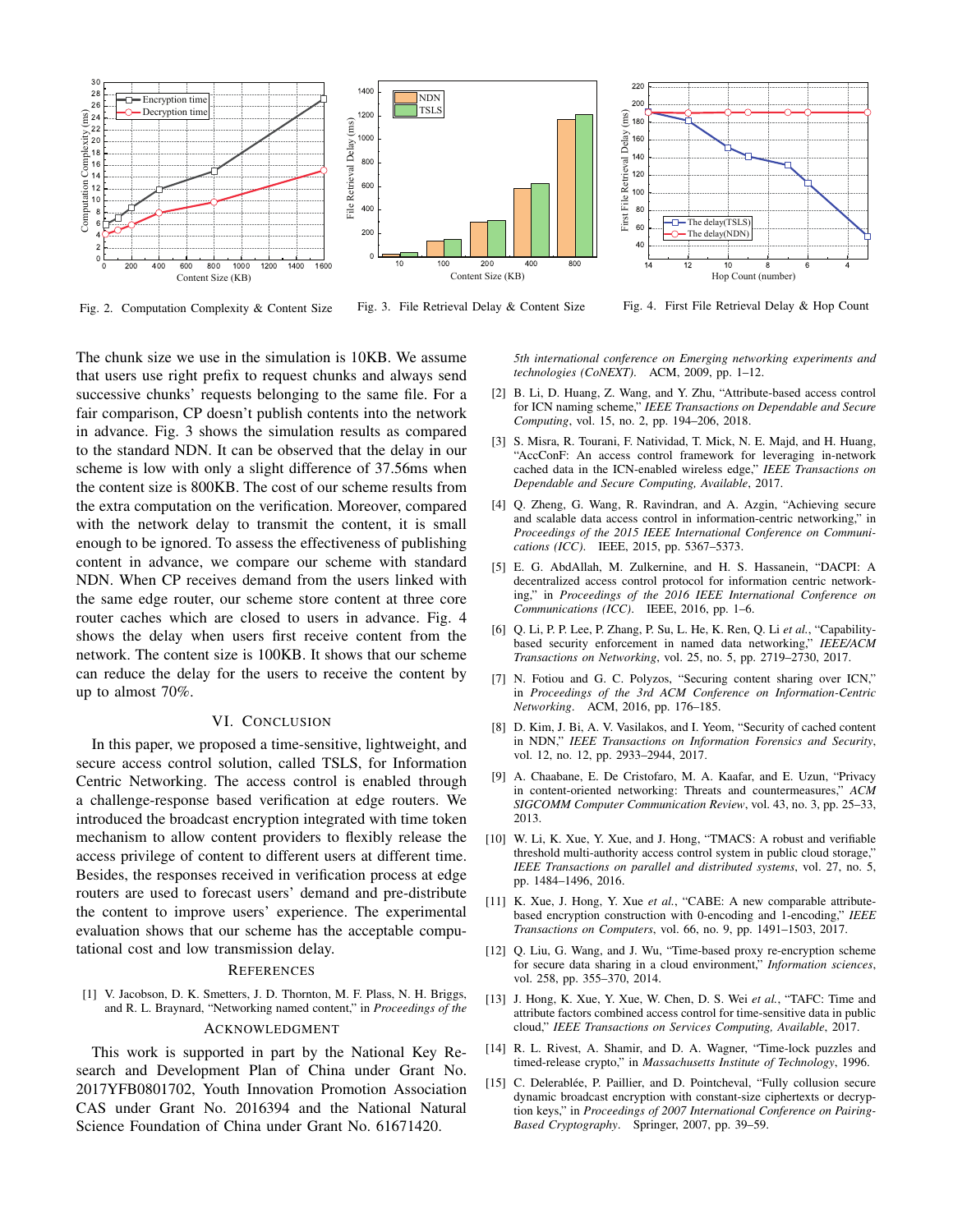Computation Complexity (ms)

Encryption time
Decryption time

Content Size (KB)

0 200 400 600 800 1000 1200 1400 1600

0 2 4 6 8 10 12 14 16 18 20 22 24 26 28 30

Fig. 2. Computation Complexity & Content Size

File Retrieval Delay (ms)

NDN
TSLS

Content Size (KB)

10 100 200 400 800

0 200 400 600 800 1000 1200 1400

Fig. 3. File Retrieval Delay & Content Size

First File Retrieval Delay (ms)

The delay(TSLS)
The delay(NDN)

Hop Count (number)

14 12 10 8 6 4

40 60 80 100 120 140 160 180 200 220

Fig. 4. First File Retrieval Delay & Hop Count

The chunk size we use in the simulation is 10KB. We assume that users use right prefix to request chunks and always send successive chunks' requests belonging to the same file. For a fair comparison, CP doesn't publish contents into the network in advance. Fig. 3 shows the simulation results as compared to the standard NDN. It can be observed that the delay in our scheme is low with only a slight difference of 37.56ms when the content size is 800KB. The cost of our scheme results from the extra computation on the verification. Moreover, compared with the network delay to transmit the content, it is small enough to be ignored. To assess the effectiveness of publishing content in advance, we compare our scheme with standard NDN. When CP receives demand from the users linked with the same edge router, our scheme store content at three core router caches which are closed to users in advance. Fig. 4 shows the delay when users first receive content from the network. The content size is 100KB. It shows that our scheme can reduce the delay for the users to receive the content by up to almost 70%.

## VI. Conclusion

In this paper, we proposed a time-sensitive, lightweight, and secure access control solution, called TSLS, for Information Centric Networking. The access control is enabled through a challenge-response based verification at edge routers. We introduced the broadcast encryption integrated with time token mechanism to allow content providers to flexibly release the access privilege of content to different users at different time. Besides, the responses received in verification process at edge routers are used to forecast users' demand and pre-distribute the content to improve users' experience. The experimental evaluation shows that our scheme has the acceptable computational cost and low transmission delay.

## Acknowledgment

This work is supported in part by the National Key Research and Development Plan of China under Grant No. 2017YFB0801702, Youth Innovation Promotion Association CAS under Grant No. 2016394 and the National Natural Science Foundation of China under Grant No. 61671420.

## References

[1] V. Jacobson, D. K. Smetters, J. D. Thornton, M. F. Plass, N. H. Briggs, and R. L. Braynard, "Networking named content," in *Proceedings of the 5th international conference on Emerging networking experiments and technologies (CoNEXT)*. ACM, 2009, pp. 1–12.

[2] B. Li, D. Huang, Z. Wang, and Y. Zhu, "Attribute-based access control for ICN naming scheme," *IEEE Transactions on Dependable and Secure Computing*, vol. 15, no. 2, pp. 194–206, 2018.

[3] S. Misra, R. Tourani, F. Natividad, T. Mick, N. E. Majd, and H. Huang, "AccConF: An access control framework for leveraging in-network cached data in the ICN-enabled wireless edge," *IEEE Transactions on Dependable and Secure Computing, Available*, 2017.

[4] Q. Zheng, G. Wang, R. Ravindran, and A. Azgin, "Achieving secure and scalable data access control in information-centric networking," in *Proceedings of the 2015 IEEE International Conference on Communications (ICC)*. IEEE, 2015, pp. 5367–5373.

[5] E. G. AbdAllah, M. Zulkernine, and H. S. Hassanein, "DACPI: A decentralized access control protocol for information centric networking," in *Proceedings of the 2016 IEEE International Conference on Communications (ICC)*. IEEE, 2016, pp. 1–6.

[6] Q. Li, P. P. Lee, P. Zhang, P. Su, L. He, K. Ren, Q. Li *et al.*, "Capability-based security enforcement in named data networking," *IEEE/ACM Transactions on Networking*, vol. 25, no. 5, pp. 2719–2730, 2017.

[7] N. Fotiou and G. C. Polyzos, "Securing content sharing over ICN," in *Proceedings of the 3rd ACM Conference on Information-Centric Networking*. ACM, 2016, pp. 176–185.

[8] D. Kim, J. Bi, A. V. Vasilakos, and I. Yeom, "Security of cached content in NDN," *IEEE Transactions on Information Forensics and Security*, vol. 12, no. 12, pp. 2933–2944, 2017.

[9] A. Chaabane, E. De Cristofaro, M. A. Kaafar, and E. Uzun, "Privacy in content-oriented networking: Threats and countermeasures," *ACM SIGCOMM Computer Communication Review*, vol. 43, no. 3, pp. 25–33, 2013.

[10] W. Li, K. Xue, Y. Xue, and J. Hong, "TMACS: A robust and verifiable threshold multi-authority access control system in public cloud storage," *IEEE Transactions on parallel and distributed systems*, vol. 27, no. 5, pp. 1484–1496, 2016.

[11] K. Xue, J. Hong, Y. Xue *et al.*, "CABE: A new comparable attribute-based encryption construction with 0-encoding and 1-encoding," *IEEE Transactions on Computers*, vol. 66, no. 9, pp. 1491–1503, 2017.

[12] Q. Liu, G. Wang, and J. Wu, "Time-based proxy re-encryption scheme for secure data sharing in a cloud environment," *Information sciences*, vol. 258, pp. 355–370, 2014.

[13] J. Hong, K. Xue, Y. Xue, W. Chen, D. S. Wei *et al.*, "TAFC: Time and attribute factors combined access control for time-sensitive data in public cloud," *IEEE Transactions on Services Computing, Available*, 2017.

[14] R. L. Rivest, A. Shamir, and D. A. Wagner, "Time-lock puzzles and timed-release crypto," in *Massachusetts Institute of Technology*, 1996.

[15] C. Delerablée, P. Paillier, and D. Pointcheval, "Fully collusion secure dynamic broadcast encryption with constant-size ciphertexts or decryption keys," in *Proceedings of 2007 International Conference on Pairing-Based Cryptography*. Springer, 2007, pp. 39–59.